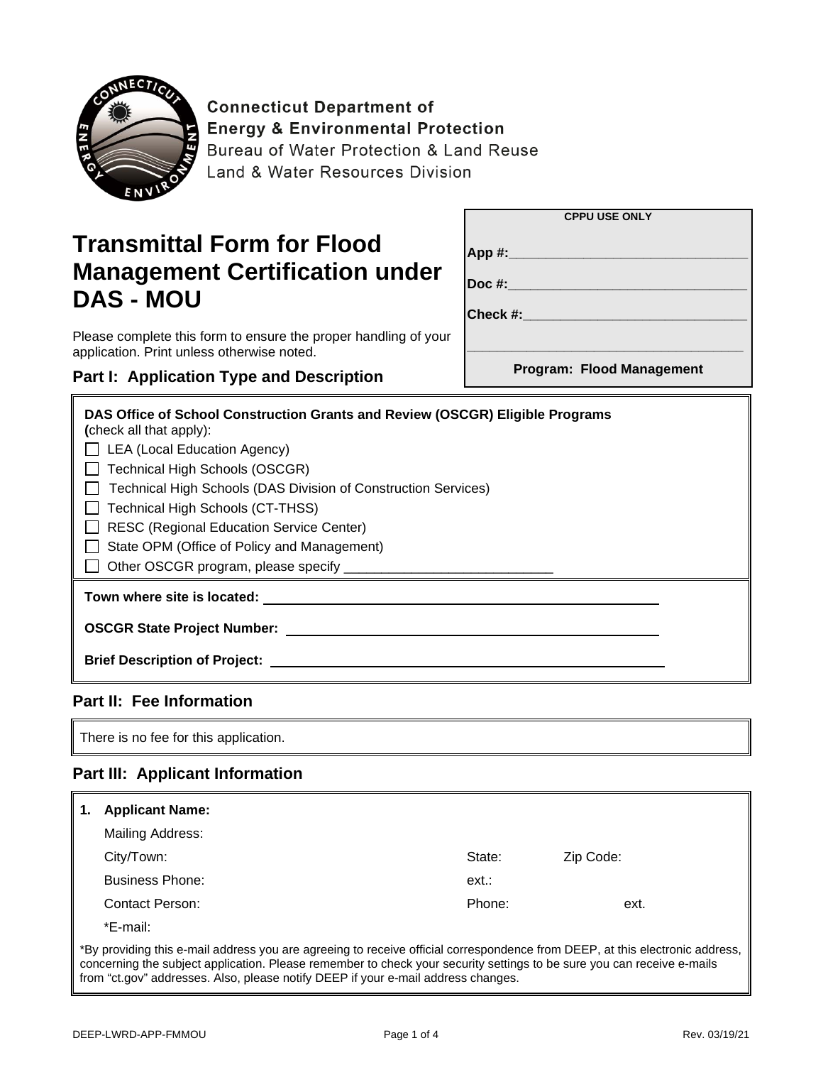**Connecticut Department of Energy & Environmental Protection**
Bureau of Water Protection & Land Reuse
Land & Water Resources Division

| CPPU USE ONLY |
|---|
| App #:_______________________________ |
| Doc #:_______________________________ |
| Check #:_____________________________ |
| _____________________________________ |
| Program: Flood Management |

# Transmittal Form for Flood Management Certification under DAS - MOU

Please complete this form to ensure the proper handling of your application. Print unless otherwise noted.

## Part I: Application Type and Description

**DAS Office of School Construction Grants and Review (OSCGR) Eligible Programs** (check all that apply):

- ☐ LEA (Local Education Agency)
- ☐ Technical High Schools (OSCGR)
- ☐ Technical High Schools (DAS Division of Construction Services)
- ☐ Technical High Schools (CT-THSS)
- ☐ RESC (Regional Education Service Center)
- ☐ State OPM (Office of Policy and Management)
- ☐ Other OSCGR program, please specify ___________________________

**Town where site is located:** ____________________________________________

**OSCGR State Project Number:** ____________________________________________

**Brief Description of Project:** ____________________________________________

## Part II: Fee Information

There is no fee for this application.

## Part III: Applicant Information

1. **Applicant Name:**

   Mailing Address:

   City/Town: State: Zip Code:

   Business Phone: ext.:

   Contact Person: Phone: ext.

   *E-mail:

*By providing this e-mail address you are agreeing to receive official correspondence from DEEP, at this electronic address, concerning the subject application. Please remember to check your security settings to be sure you can receive e-mails from "ct.gov" addresses. Also, please notify DEEP if your e-mail address changes.

DEEP-LWRD-APP-FMMOU Rev. 03/19/21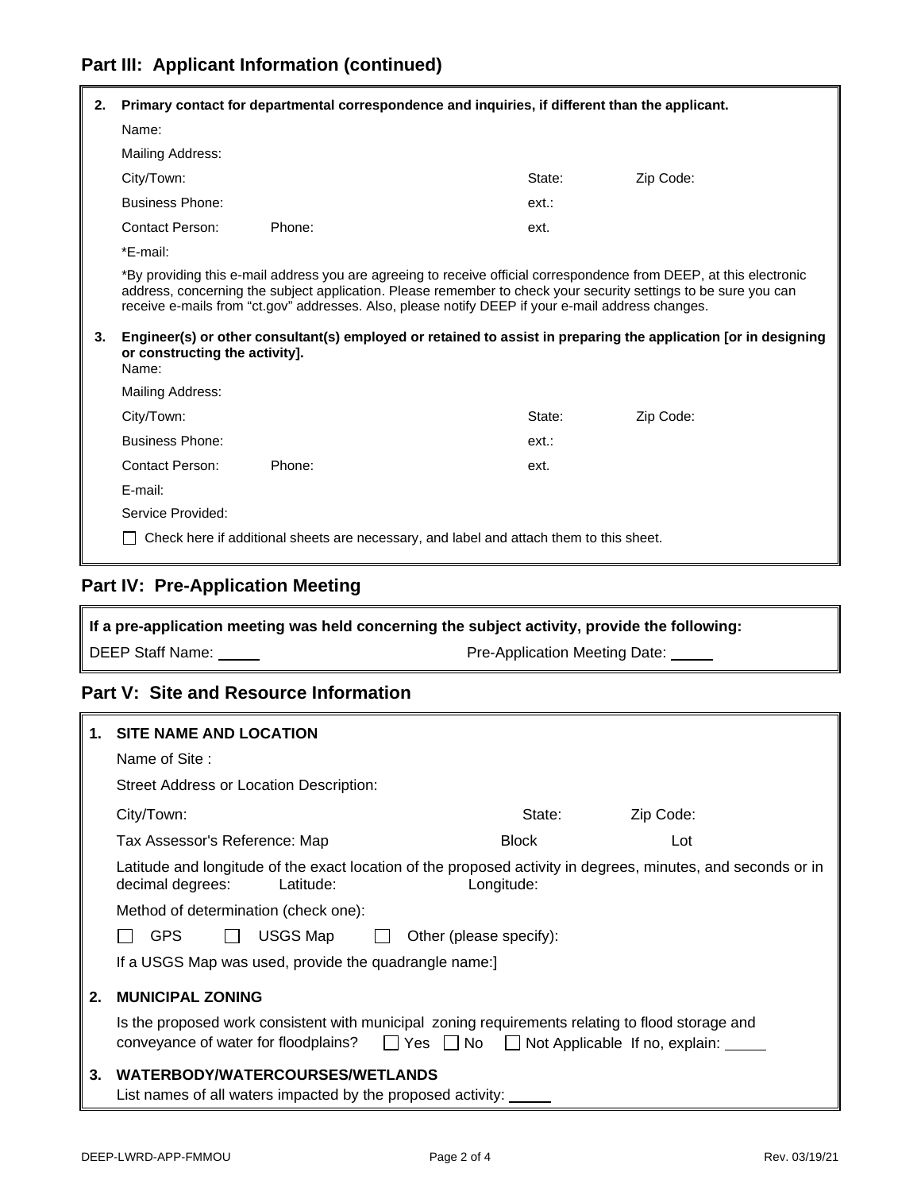## Part III: Applicant Information (continued)

**2. Primary contact for departmental correspondence and inquiries, if different than the applicant.**

Name:

Mailing Address:

City/Town: State: Zip Code:

Business Phone: ext.:

Contact Person: Phone: ext.

*E-mail:

*By providing this e-mail address you are agreeing to receive official correspondence from DEEP, at this electronic address, concerning the subject application. Please remember to check your security settings to be sure you can receive e-mails from "ct.gov" addresses. Also, please notify DEEP if your e-mail address changes.

**3. Engineer(s) or other consultant(s) employed or retained to assist in preparing the application [or in designing or constructing the activity].**

Name:

Mailing Address:

City/Town: State: Zip Code:

Business Phone: ext.:

Contact Person: Phone: ext.

E-mail:

Service Provided:

☐ Check here if additional sheets are necessary, and label and attach them to this sheet.

## Part IV: Pre-Application Meeting

**If a pre-application meeting was held concerning the subject activity, provide the following:**

DEEP Staff Name: _____ Pre-Application Meeting Date: _____

## Part V: Site and Resource Information

**1. SITE NAME AND LOCATION**

Name of Site :

Street Address or Location Description:

City/Town: State: Zip Code:

Tax Assessor's Reference: Map Block Lot

Latitude and longitude of the exact location of the proposed activity in degrees, minutes, and seconds or in decimal degrees: Latitude: Longitude:

Method of determination (check one):

☐ GPS ☐ USGS Map ☐ Other (please specify):

If a USGS Map was used, provide the quadrangle name:]

**2. MUNICIPAL ZONING**

Is the proposed work consistent with municipal zoning requirements relating to flood storage and conveyance of water for floodplains? ☐ Yes ☐ No ☐ Not Applicable If no, explain: _____

**3. WATERBODY/WATERCOURSES/WETLANDS**

List names of all waters impacted by the proposed activity: _____

DEEP-LWRD-APP-FMMOU Rev. 03/19/21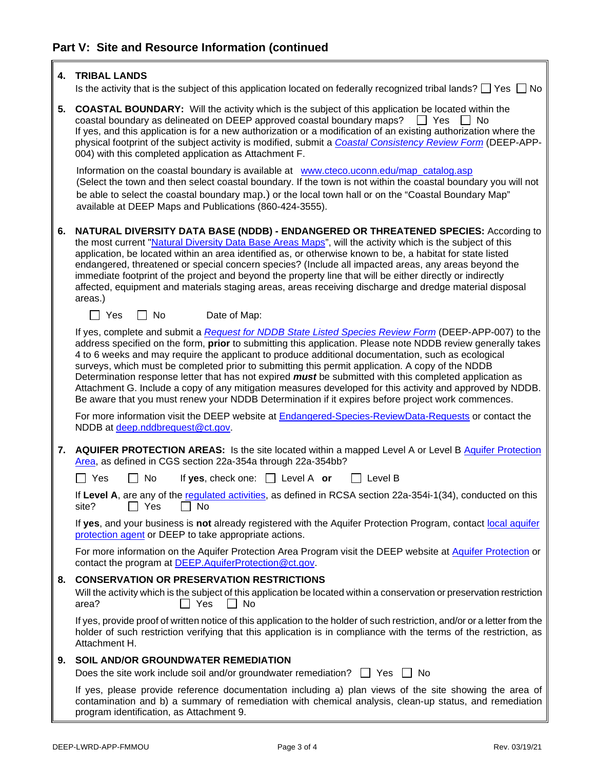## Part V: Site and Resource Information (continued

**4. TRIBAL LANDS**

Is the activity that is the subject of this application located on federally recognized tribal lands? ☐ Yes ☐ No

**5. COASTAL BOUNDARY:** Will the activity which is the subject of this application be located within the coastal boundary as delineated on DEEP approved coastal boundary maps? ☐ Yes ☐ No
If yes, and this application is for a new authorization or a modification of an existing authorization where the physical footprint of the subject activity is modified, submit a *Coastal Consistency Review Form* (DEEP-APP-004) with this completed application as Attachment F.

Information on the coastal boundary is available at www.cteco.uconn.edu/map_catalog.asp
(Select the town and then select coastal boundary. If the town is not within the coastal boundary you will not be able to select the coastal boundary map.) or the local town hall or on the "Coastal Boundary Map" available at DEEP Maps and Publications (860-424-3555).

**6. NATURAL DIVERSITY DATA BASE (NDDB) - ENDANGERED OR THREATENED SPECIES:** According to the most current "Natural Diversity Data Base Areas Maps", will the activity which is the subject of this application, be located within an area identified as, or otherwise known to be, a habitat for state listed endangered, threatened or special concern species? (Include all impacted areas, any areas beyond the immediate footprint of the project and beyond the property line that will be either directly or indirectly affected, equipment and materials staging areas, areas receiving discharge and dredge material disposal areas.)

☐ Yes ☐ No Date of Map:

If yes, complete and submit a *Request for NDDB State Listed Species Review Form* (DEEP-APP-007) to the address specified on the form, **prior** to submitting this application. Please note NDDB review generally takes 4 to 6 weeks and may require the applicant to produce additional documentation, such as ecological surveys, which must be completed prior to submitting this permit application. A copy of the NDDB Determination response letter that has not expired ***must*** be submitted with this completed application as Attachment G. Include a copy of any mitigation measures developed for this activity and approved by NDDB. Be aware that you must renew your NDDB Determination if it expires before project work commences.

For more information visit the DEEP website at Endangered-Species-ReviewData-Requests or contact the NDDB at deep.nddbrequest@ct.gov.

**7. AQUIFER PROTECTION AREAS:** Is the site located within a mapped Level A or Level B Aquifer Protection Area, as defined in CGS section 22a-354a through 22a-354bb?

☐ Yes ☐ No If **yes**, check one: ☐ Level A **or** ☐ Level B

If **Level A**, are any of the regulated activities, as defined in RCSA section 22a-354i-1(34), conducted on this site? ☐ Yes ☐ No

If **yes**, and your business is **not** already registered with the Aquifer Protection Program, contact local aquifer protection agent or DEEP to take appropriate actions.

For more information on the Aquifer Protection Area Program visit the DEEP website at Aquifer Protection or contact the program at DEEP.AquiferProtection@ct.gov.

**8. CONSERVATION OR PRESERVATION RESTRICTIONS**

Will the activity which is the subject of this application be located within a conservation or preservation restriction area? ☐ Yes ☐ No

If yes, provide proof of written notice of this application to the holder of such restriction, and/or or a letter from the holder of such restriction verifying that this application is in compliance with the terms of the restriction, as Attachment H.

**9. SOIL AND/OR GROUNDWATER REMEDIATION**

Does the site work include soil and/or groundwater remediation? ☐ Yes ☐ No

If yes, please provide reference documentation including a) plan views of the site showing the area of contamination and b) a summary of remediation with chemical analysis, clean-up status, and remediation program identification, as Attachment 9.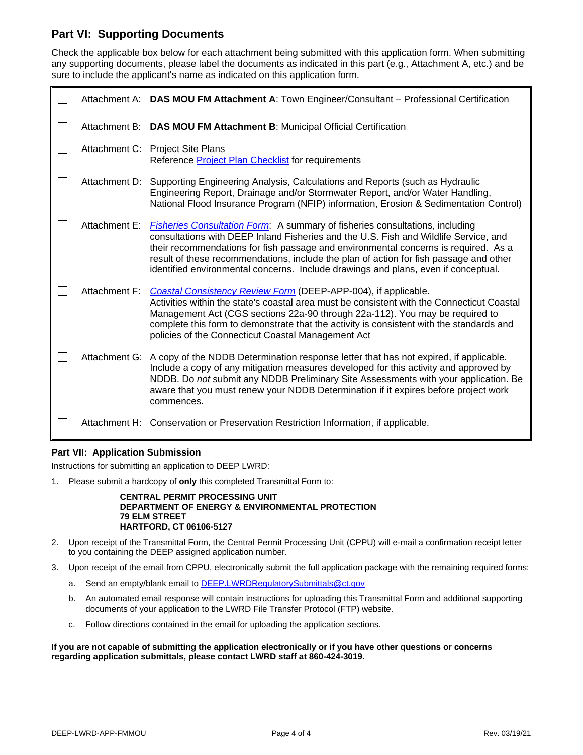## Part VI: Supporting Documents

Check the applicable box below for each attachment being submitted with this application form. When submitting any supporting documents, please label the documents as indicated in this part (e.g., Attachment A, etc.) and be sure to include the applicant's name as indicated on this application form.

| | | |
|---|---|---|
| ☐ | Attachment A: | **DAS MOU FM Attachment A**: Town Engineer/Consultant – Professional Certification |
| ☐ | Attachment B: | **DAS MOU FM Attachment B**: Municipal Official Certification |
| ☐ | Attachment C: | Project Site Plans<br>Reference Project Plan Checklist for requirements |
| ☐ | Attachment D: | Supporting Engineering Analysis, Calculations and Reports (such as Hydraulic Engineering Report, Drainage and/or Stormwater Report, and/or Water Handling, National Flood Insurance Program (NFIP) information, Erosion & Sedimentation Control) |
| ☐ | Attachment E: | *Fisheries Consultation Form*: A summary of fisheries consultations, including consultations with DEEP Inland Fisheries and the U.S. Fish and Wildlife Service, and their recommendations for fish passage and environmental concerns is required. As a result of these recommendations, include the plan of action for fish passage and other identified environmental concerns. Include drawings and plans, even if conceptual. |
| ☐ | Attachment F: | *Coastal Consistency Review Form* (DEEP-APP-004), if applicable.<br>Activities within the state's coastal area must be consistent with the Connecticut Coastal Management Act (CGS sections 22a-90 through 22a-112). You may be required to complete this form to demonstrate that the activity is consistent with the standards and policies of the Connecticut Coastal Management Act |
| ☐ | Attachment G: | A copy of the NDDB Determination response letter that has not expired, if applicable. Include a copy of any mitigation measures developed for this activity and approved by NDDB. Do *not* submit any NDDB Preliminary Site Assessments with your application. Be aware that you must renew your NDDB Determination if it expires before project work commences. |
| ☐ | Attachment H: | Conservation or Preservation Restriction Information, if applicable. |

## Part VII: Application Submission

Instructions for submitting an application to DEEP LWRD:

1. Please submit a hardcopy of **only** this completed Transmittal Form to:

   **CENTRAL PERMIT PROCESSING UNIT**
   **DEPARTMENT OF ENERGY & ENVIRONMENTAL PROTECTION**
   **79 ELM STREET**
   **HARTFORD, CT 06106-5127**

2. Upon receipt of the Transmittal Form, the Central Permit Processing Unit (CPPU) will e-mail a confirmation receipt letter to you containing the DEEP assigned application number.
3. Upon receipt of the email from CPPU, electronically submit the full application package with the remaining required forms:
   a. Send an empty/blank email to DEEP.LWRDRegulatorySubmittals@ct.gov
   b. An automated email response will contain instructions for uploading this Transmittal Form and additional supporting documents of your application to the LWRD File Transfer Protocol (FTP) website.
   c. Follow directions contained in the email for uploading the application sections.

**If you are not capable of submitting the application electronically or if you have other questions or concerns regarding application submittals, please contact LWRD staff at 860-424-3019.**